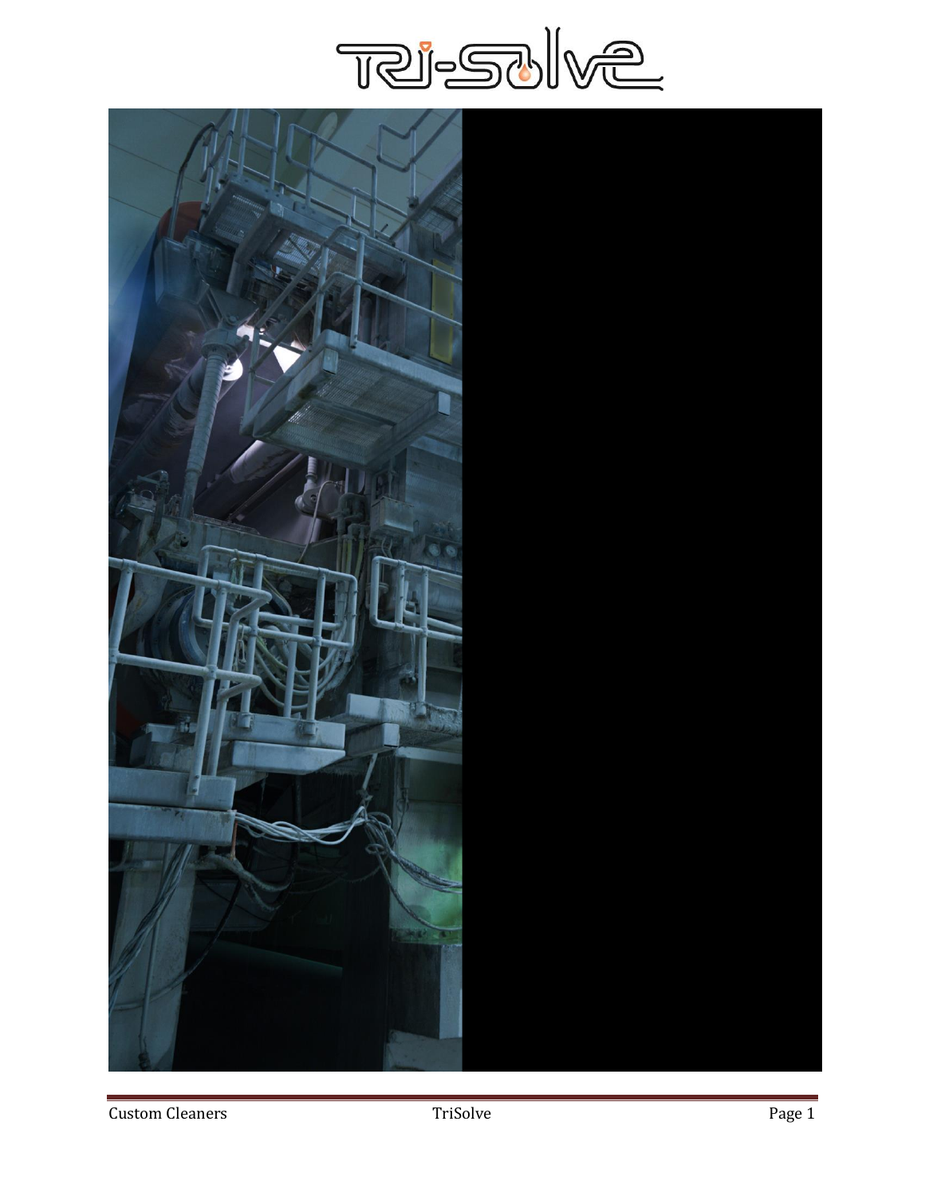# Tri-Solve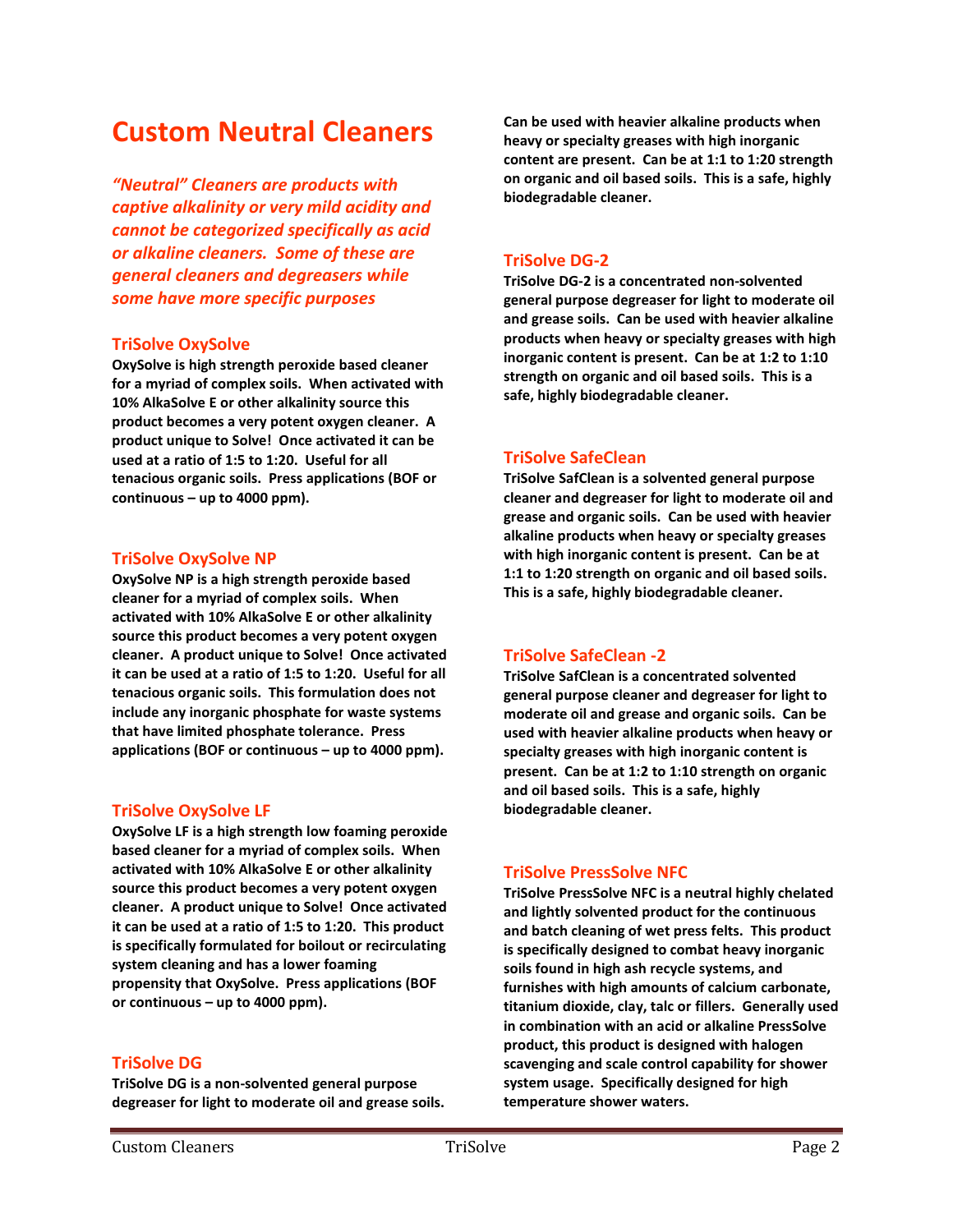# Custom Neutral Cleaners

*"Neutral" Cleaners are products with captive alkalinity or very mild acidity and cannot be categorized specifically as acid or alkaline cleaners. Some of these are general cleaners and degreasers while some have more specific purposes*

## TriSolve OxySolve

**OxySolve is high strength peroxide based cleaner for a myriad of complex soils. When activated with 10% AlkaSolve E or other alkalinity source this product becomes a very potent oxygen cleaner. A product unique to Solve! Once activated it can be used at a ratio of 1:5 to 1:20. Useful for all tenacious organic soils. Press applications (BOF or continuous – up to 4000 ppm).**

## TriSolve OxySolve NP

**OxySolve NP is a high strength peroxide based cleaner for a myriad of complex soils. When activated with 10% AlkaSolve E or other alkalinity source this product becomes a very potent oxygen cleaner. A product unique to Solve! Once activated it can be used at a ratio of 1:5 to 1:20. Useful for all tenacious organic soils. This formulation does not include any inorganic phosphate for waste systems that have limited phosphate tolerance. Press applications (BOF or continuous – up to 4000 ppm).**

## TriSolve OxySolve LF

**OxySolve LF is a high strength low foaming peroxide based cleaner for a myriad of complex soils. When activated with 10% AlkaSolve E or other alkalinity source this product becomes a very potent oxygen cleaner. A product unique to Solve! Once activated it can be used at a ratio of 1:5 to 1:20. This product is specifically formulated for boilout or recirculating system cleaning and has a lower foaming propensity that OxySolve. Press applications (BOF or continuous – up to 4000 ppm).**

## TriSolve DG

**TriSolve DG is a non-solvented general purpose degreaser for light to moderate oil and grease soils. Can be used with heavier alkaline products when heavy or specialty greases with high inorganic content are present. Can be at 1:1 to 1:20 strength on organic and oil based soils. This is a safe, highly biodegradable cleaner.**

## TriSolve DG-2

**TriSolve DG-2 is a concentrated non-solvented general purpose degreaser for light to moderate oil and grease soils. Can be used with heavier alkaline products when heavy or specialty greases with high inorganic content is present. Can be at 1:2 to 1:10 strength on organic and oil based soils. This is a safe, highly biodegradable cleaner.**

## TriSolve SafeClean

**TriSolve SafClean is a solvented general purpose cleaner and degreaser for light to moderate oil and grease and organic soils. Can be used with heavier alkaline products when heavy or specialty greases with high inorganic content is present. Can be at 1:1 to 1:20 strength on organic and oil based soils. This is a safe, highly biodegradable cleaner.**

## TriSolve SafeClean -2

**TriSolve SafClean is a concentrated solvented general purpose cleaner and degreaser for light to moderate oil and grease and organic soils. Can be used with heavier alkaline products when heavy or specialty greases with high inorganic content is present. Can be at 1:2 to 1:10 strength on organic and oil based soils. This is a safe, highly biodegradable cleaner.**

## TriSolve PressSolve NFC

**TriSolve PressSolve NFC is a neutral highly chelated and lightly solvented product for the continuous and batch cleaning of wet press felts. This product is specifically designed to combat heavy inorganic soils found in high ash recycle systems, and furnishes with high amounts of calcium carbonate, titanium dioxide, clay, talc or fillers. Generally used in combination with an acid or alkaline PressSolve product, this product is designed with halogen scavenging and scale control capability for shower system usage. Specifically designed for high temperature shower waters.**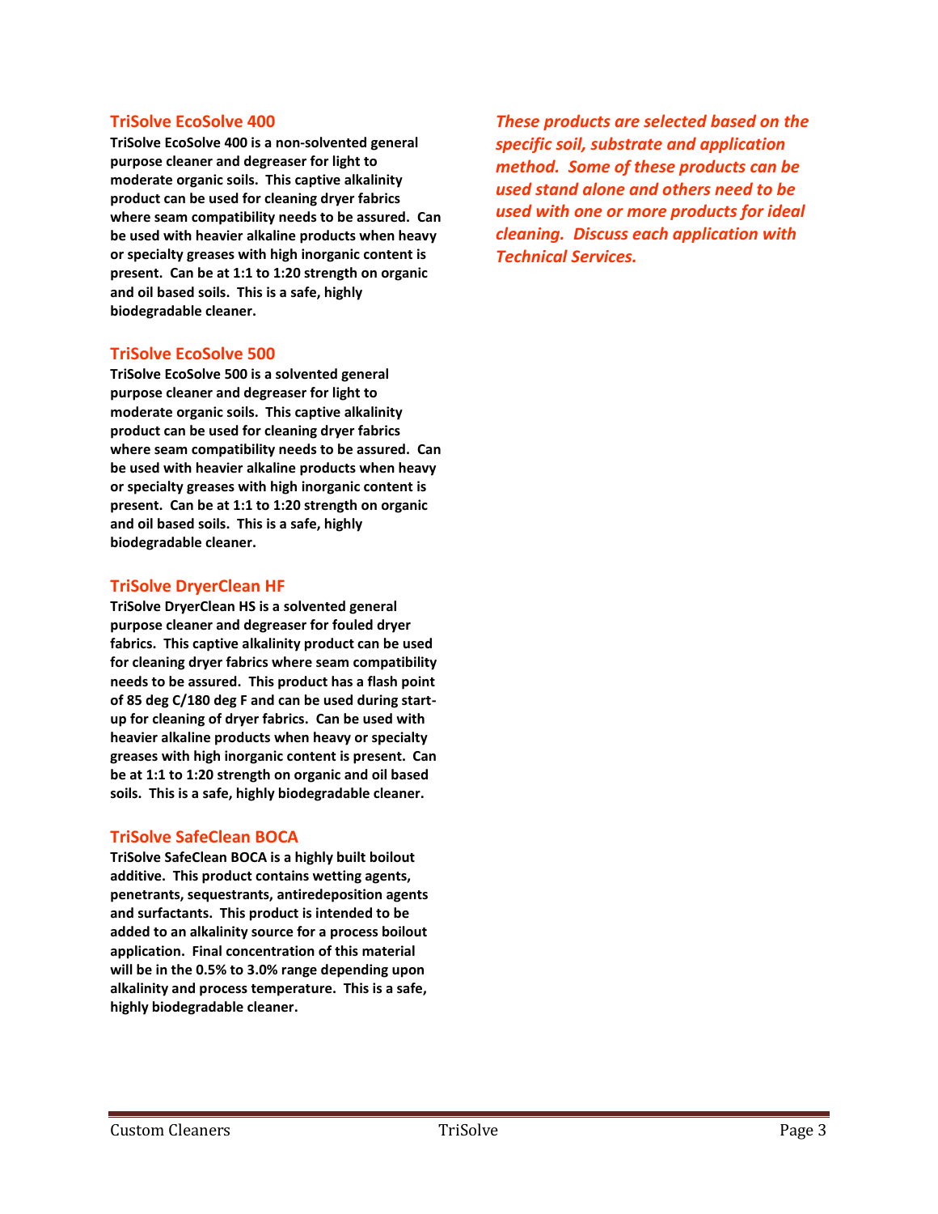## TriSolve EcoSolve 400

**TriSolve EcoSolve 400 is a non-solvented general purpose cleaner and degreaser for light to moderate organic soils. This captive alkalinity product can be used for cleaning dryer fabrics where seam compatibility needs to be assured. Can be used with heavier alkaline products when heavy or specialty greases with high inorganic content is present. Can be at 1:1 to 1:20 strength on organic and oil based soils. This is a safe, highly biodegradable cleaner.**

## TriSolve EcoSolve 500

**TriSolve EcoSolve 500 is a solvented general purpose cleaner and degreaser for light to moderate organic soils. This captive alkalinity product can be used for cleaning dryer fabrics where seam compatibility needs to be assured. Can be used with heavier alkaline products when heavy or specialty greases with high inorganic content is present. Can be at 1:1 to 1:20 strength on organic and oil based soils. This is a safe, highly biodegradable cleaner.**

## TriSolve DryerClean HF

**TriSolve DryerClean HS is a solvented general purpose cleaner and degreaser for fouled dryer fabrics. This captive alkalinity product can be used for cleaning dryer fabrics where seam compatibility needs to be assured. This product has a flash point of 85 deg C/180 deg F and can be used during start-up for cleaning of dryer fabrics. Can be used with heavier alkaline products when heavy or specialty greases with high inorganic content is present. Can be at 1:1 to 1:20 strength on organic and oil based soils. This is a safe, highly biodegradable cleaner.**

## TriSolve SafeClean BOCA

**TriSolve SafeClean BOCA is a highly built boilout additive. This product contains wetting agents, penetrants, sequestrants, antiredeposition agents and surfactants. This product is intended to be added to an alkalinity source for a process boilout application. Final concentration of this material will be in the 0.5% to 3.0% range depending upon alkalinity and process temperature. This is a safe, highly biodegradable cleaner.**

***These products are selected based on the specific soil, substrate and application method. Some of these products can be used stand alone and others need to be used with one or more products for ideal cleaning. Discuss each application with Technical Services.***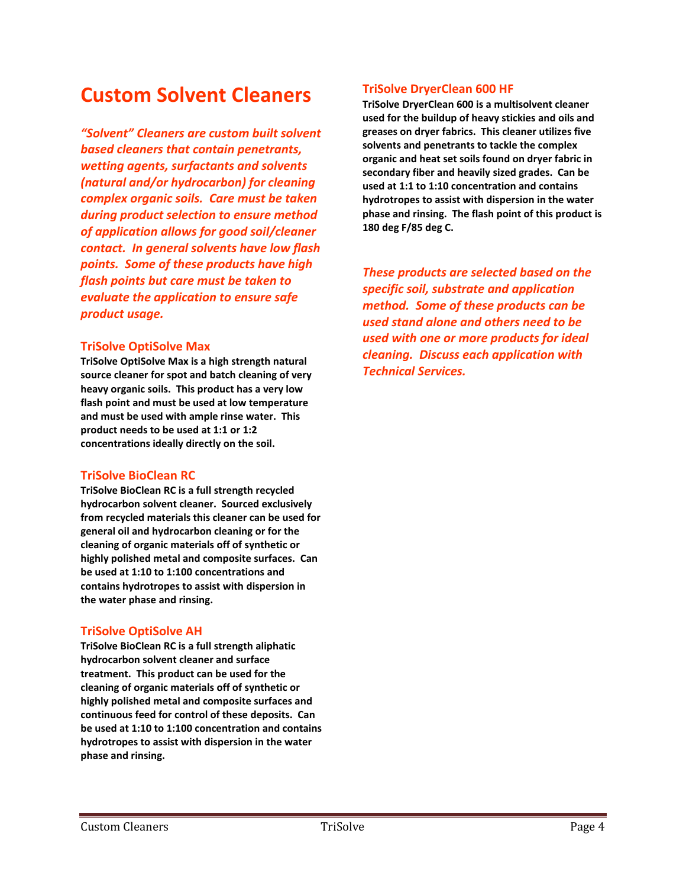# Custom Solvent Cleaners

***"Solvent" Cleaners are custom built solvent based cleaners that contain penetrants, wetting agents, surfactants and solvents (natural and/or hydrocarbon) for cleaning complex organic soils. Care must be taken during product selection to ensure method of application allows for good soil/cleaner contact. In general solvents have low flash points. Some of these products have high flash points but care must be taken to evaluate the application to ensure safe product usage.***

### TriSolve OptiSolve Max

**TriSolve OptiSolve Max is a high strength natural source cleaner for spot and batch cleaning of very heavy organic soils. This product has a very low flash point and must be used at low temperature and must be used with ample rinse water. This product needs to be used at 1:1 or 1:2 concentrations ideally directly on the soil.**

### TriSolve BioClean RC

**TriSolve BioClean RC is a full strength recycled hydrocarbon solvent cleaner. Sourced exclusively from recycled materials this cleaner can be used for general oil and hydrocarbon cleaning or for the cleaning of organic materials off of synthetic or highly polished metal and composite surfaces. Can be used at 1:10 to 1:100 concentrations and contains hydrotropes to assist with dispersion in the water phase and rinsing.**

### TriSolve OptiSolve AH

**TriSolve BioClean RC is a full strength aliphatic hydrocarbon solvent cleaner and surface treatment. This product can be used for the cleaning of organic materials off of synthetic or highly polished metal and composite surfaces and continuous feed for control of these deposits. Can be used at 1:10 to 1:100 concentration and contains hydrotropes to assist with dispersion in the water phase and rinsing.**

### TriSolve DryerClean 600 HF

**TriSolve DryerClean 600 is a multisolvent cleaner used for the buildup of heavy stickies and oils and greases on dryer fabrics. This cleaner utilizes five solvents and penetrants to tackle the complex organic and heat set soils found on dryer fabric in secondary fiber and heavily sized grades. Can be used at 1:1 to 1:10 concentration and contains hydrotropes to assist with dispersion in the water phase and rinsing. The flash point of this product is 180 deg F/85 deg C.**

***These products are selected based on the specific soil, substrate and application method. Some of these products can be used stand alone and others need to be used with one or more products for ideal cleaning. Discuss each application with Technical Services.***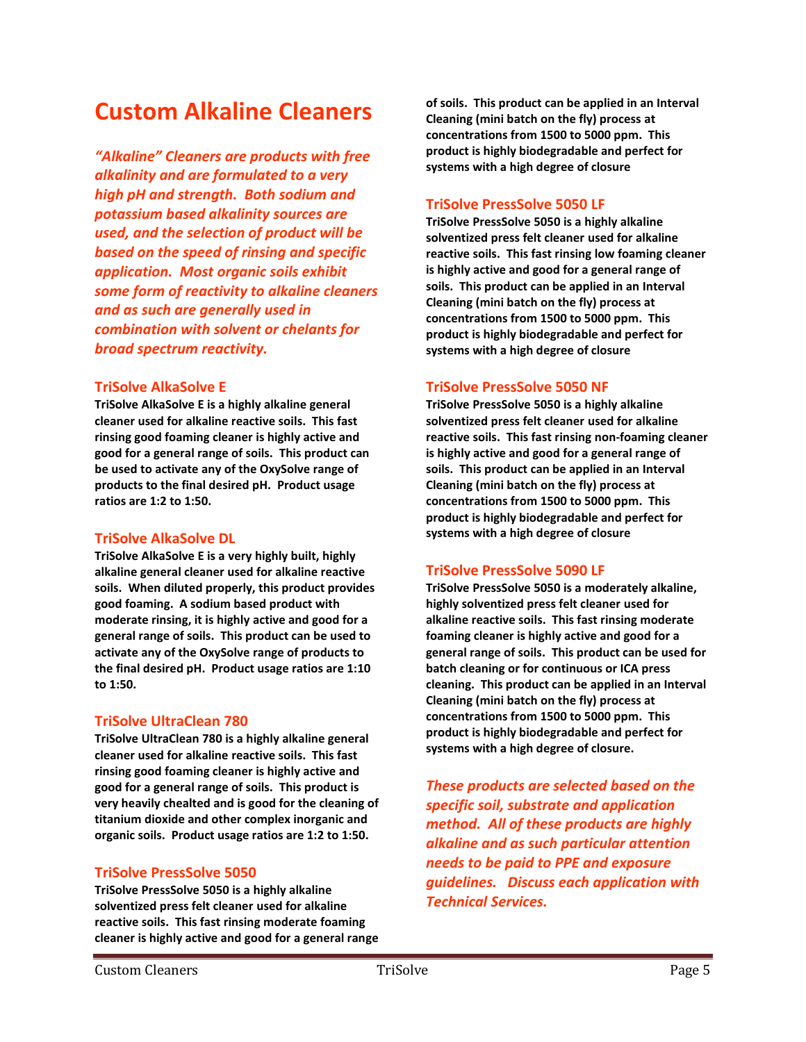# Custom Alkaline Cleaners

***"Alkaline" Cleaners are products with free alkalinity and are formulated to a very high pH and strength. Both sodium and potassium based alkalinity sources are used, and the selection of product will be based on the speed of rinsing and specific application. Most organic soils exhibit some form of reactivity to alkaline cleaners and as such are generally used in combination with solvent or chelants for broad spectrum reactivity.***

### TriSolve AlkaSolve E

**TriSolve AlkaSolve E is a highly alkaline general cleaner used for alkaline reactive soils. This fast rinsing good foaming cleaner is highly active and good for a general range of soils. This product can be used to activate any of the OxySolve range of products to the final desired pH. Product usage ratios are 1:2 to 1:50.**

### TriSolve AlkaSolve DL

**TriSolve AlkaSolve E is a very highly built, highly alkaline general cleaner used for alkaline reactive soils. When diluted properly, this product provides good foaming. A sodium based product with moderate rinsing, it is highly active and good for a general range of soils. This product can be used to activate any of the OxySolve range of products to the final desired pH. Product usage ratios are 1:10 to 1:50.**

### TriSolve UltraClean 780

**TriSolve UltraClean 780 is a highly alkaline general cleaner used for alkaline reactive soils. This fast rinsing good foaming cleaner is highly active and good for a general range of soils. This product is very heavily chealted and is good for the cleaning of titanium dioxide and other complex inorganic and organic soils. Product usage ratios are 1:2 to 1:50.**

### TriSolve PressSolve 5050

**TriSolve PressSolve 5050 is a highly alkaline solventized press felt cleaner used for alkaline reactive soils. This fast rinsing moderate foaming cleaner is highly active and good for a general range of soils. This product can be applied in an Interval Cleaning (mini batch on the fly) process at concentrations from 1500 to 5000 ppm. This product is highly biodegradable and perfect for systems with a high degree of closure**

### TriSolve PressSolve 5050 LF

**TriSolve PressSolve 5050 is a highly alkaline solventized press felt cleaner used for alkaline reactive soils. This fast rinsing low foaming cleaner is highly active and good for a general range of soils. This product can be applied in an Interval Cleaning (mini batch on the fly) process at concentrations from 1500 to 5000 ppm. This product is highly biodegradable and perfect for systems with a high degree of closure**

### TriSolve PressSolve 5050 NF

**TriSolve PressSolve 5050 is a highly alkaline solventized press felt cleaner used for alkaline reactive soils. This fast rinsing non-foaming cleaner is highly active and good for a general range of soils. This product can be applied in an Interval Cleaning (mini batch on the fly) process at concentrations from 1500 to 5000 ppm. This product is highly biodegradable and perfect for systems with a high degree of closure**

### TriSolve PressSolve 5090 LF

**TriSolve PressSolve 5050 is a moderately alkaline, highly solventized press felt cleaner used for alkaline reactive soils. This fast rinsing moderate foaming cleaner is highly active and good for a general range of soils. This product can be used for batch cleaning or for continuous or ICA press cleaning. This product can be applied in an Interval Cleaning (mini batch on the fly) process at concentrations from 1500 to 5000 ppm. This product is highly biodegradable and perfect for systems with a high degree of closure.**

***These products are selected based on the specific soil, substrate and application method. All of these products are highly alkaline and as such particular attention needs to be paid to PPE and exposure guidelines. Discuss each application with Technical Services.***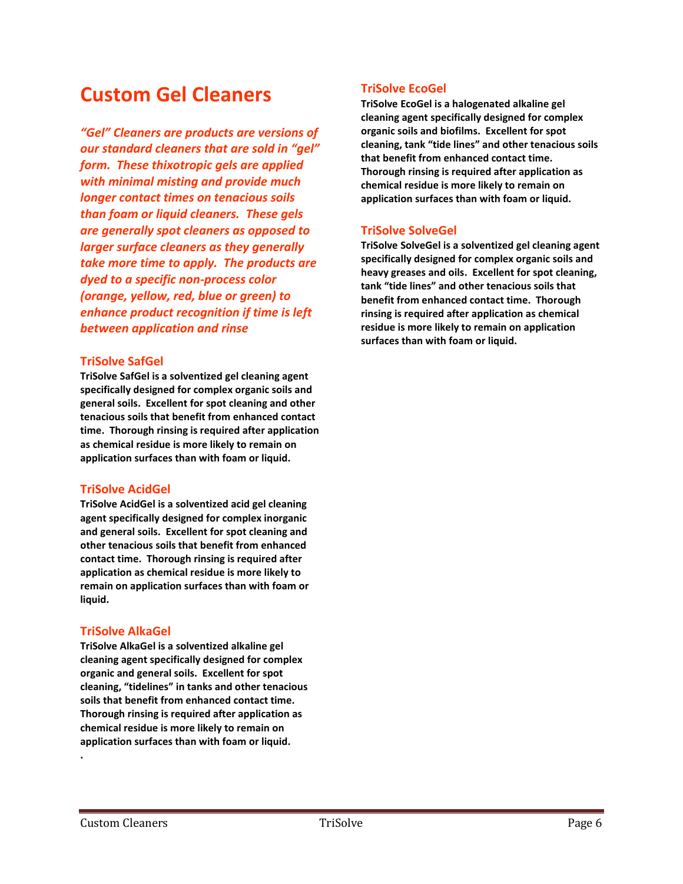# Custom Gel Cleaners

***"Gel" Cleaners are products are versions of our standard cleaners that are sold in "gel" form. These thixotropic gels are applied with minimal misting and provide much longer contact times on tenacious soils than foam or liquid cleaners. These gels are generally spot cleaners as opposed to larger surface cleaners as they generally take more time to apply. The products are dyed to a specific non-process color (orange, yellow, red, blue or green) to enhance product recognition if time is left between application and rinse***

## TriSolve SafGel

**TriSolve SafGel is a solventized gel cleaning agent specifically designed for complex organic soils and general soils. Excellent for spot cleaning and other tenacious soils that benefit from enhanced contact time. Thorough rinsing is required after application as chemical residue is more likely to remain on application surfaces than with foam or liquid.**

## TriSolve AcidGel

**TriSolve AcidGel is a solventized acid gel cleaning agent specifically designed for complex inorganic and general soils. Excellent for spot cleaning and other tenacious soils that benefit from enhanced contact time. Thorough rinsing is required after application as chemical residue is more likely to remain on application surfaces than with foam or liquid.**

## TriSolve AlkaGel

**TriSolve AlkaGel is a solventized alkaline gel cleaning agent specifically designed for complex organic and general soils. Excellent for spot cleaning, "tidelines" in tanks and other tenacious soils that benefit from enhanced contact time. Thorough rinsing is required after application as chemical residue is more likely to remain on application surfaces than with foam or liquid.**

.

## TriSolve EcoGel

**TriSolve EcoGel is a halogenated alkaline gel cleaning agent specifically designed for complex organic soils and biofilms. Excellent for spot cleaning, tank "tide lines" and other tenacious soils that benefit from enhanced contact time. Thorough rinsing is required after application as chemical residue is more likely to remain on application surfaces than with foam or liquid.**

## TriSolve SolveGel

**TriSolve SolveGel is a solventized gel cleaning agent specifically designed for complex organic soils and heavy greases and oils. Excellent for spot cleaning, tank "tide lines" and other tenacious soils that benefit from enhanced contact time. Thorough rinsing is required after application as chemical residue is more likely to remain on application surfaces than with foam or liquid.**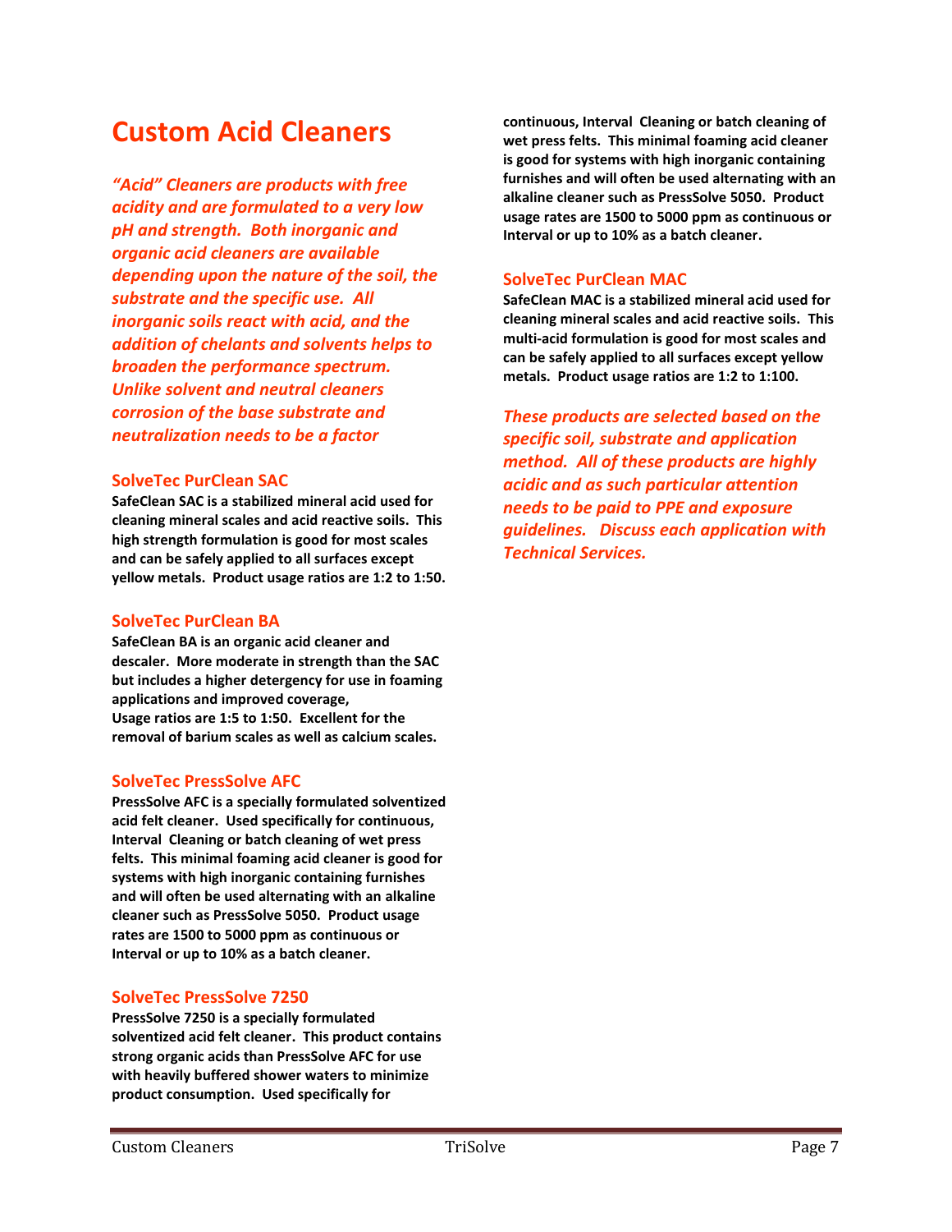# Custom Acid Cleaners

***"Acid" Cleaners are products with free acidity and are formulated to a very low pH and strength. Both inorganic and organic acid cleaners are available depending upon the nature of the soil, the substrate and the specific use. All inorganic soils react with acid, and the addition of chelants and solvents helps to broaden the performance spectrum. Unlike solvent and neutral cleaners corrosion of the base substrate and neutralization needs to be a factor***

### SolveTec PurClean SAC

**SafeClean SAC is a stabilized mineral acid used for cleaning mineral scales and acid reactive soils. This high strength formulation is good for most scales and can be safely applied to all surfaces except yellow metals. Product usage ratios are 1:2 to 1:50.**

### SolveTec PurClean BA

**SafeClean BA is an organic acid cleaner and descaler. More moderate in strength than the SAC but includes a higher detergency for use in foaming applications and improved coverage, Usage ratios are 1:5 to 1:50. Excellent for the removal of barium scales as well as calcium scales.**

### SolveTec PressSolve AFC

**PressSolve AFC is a specially formulated solventized acid felt cleaner. Used specifically for continuous, Interval Cleaning or batch cleaning of wet press felts. This minimal foaming acid cleaner is good for systems with high inorganic containing furnishes and will often be used alternating with an alkaline cleaner such as PressSolve 5050. Product usage rates are 1500 to 5000 ppm as continuous or Interval or up to 10% as a batch cleaner.**

### SolveTec PressSolve 7250

**PressSolve 7250 is a specially formulated solventized acid felt cleaner. This product contains strong organic acids than PressSolve AFC for use with heavily buffered shower waters to minimize product consumption. Used specifically for continuous, Interval Cleaning or batch cleaning of wet press felts. This minimal foaming acid cleaner is good for systems with high inorganic containing furnishes and will often be used alternating with an alkaline cleaner such as PressSolve 5050. Product usage rates are 1500 to 5000 ppm as continuous or Interval or up to 10% as a batch cleaner.**

### SolveTec PurClean MAC

**SafeClean MAC is a stabilized mineral acid used for cleaning mineral scales and acid reactive soils. This multi-acid formulation is good for most scales and can be safely applied to all surfaces except yellow metals. Product usage ratios are 1:2 to 1:100.**

***These products are selected based on the specific soil, substrate and application method. All of these products are highly acidic and as such particular attention needs to be paid to PPE and exposure guidelines. Discuss each application with Technical Services.***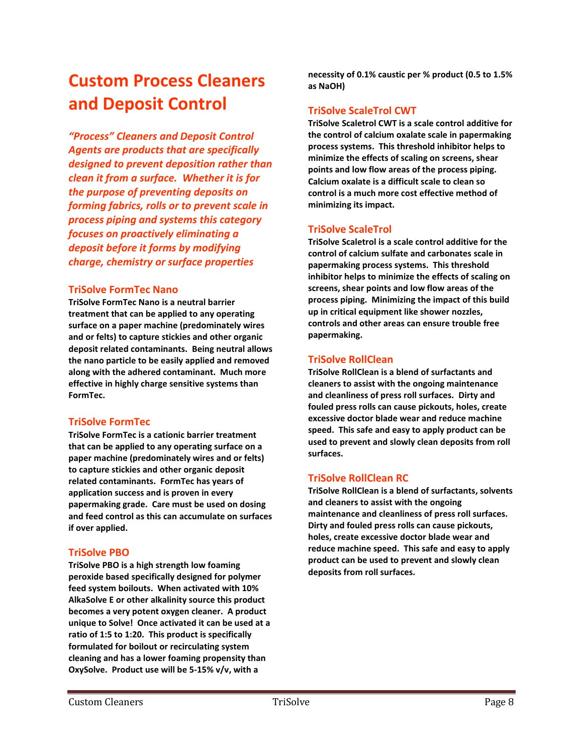# Custom Process Cleaners and Deposit Control

*"Process" Cleaners and Deposit Control Agents are products that are specifically designed to prevent deposition rather than clean it from a surface. Whether it is for the purpose of preventing deposits on forming fabrics, rolls or to prevent scale in process piping and systems this category focuses on proactively eliminating a deposit before it forms by modifying charge, chemistry or surface properties*

## TriSolve FormTec Nano

**TriSolve FormTec Nano is a neutral barrier treatment that can be applied to any operating surface on a paper machine (predominately wires and or felts) to capture stickies and other organic deposit related contaminants. Being neutral allows the nano particle to be easily applied and removed along with the adhered contaminant. Much more effective in highly charge sensitive systems than FormTec.**

## TriSolve FormTec

**TriSolve FormTec is a cationic barrier treatment that can be applied to any operating surface on a paper machine (predominately wires and or felts) to capture stickies and other organic deposit related contaminants. FormTec has years of application success and is proven in every papermaking grade. Care must be used on dosing and feed control as this can accumulate on surfaces if over applied.**

## TriSolve PBO

**TriSolve PBO is a high strength low foaming peroxide based specifically designed for polymer feed system boilouts. When activated with 10% AlkaSolve E or other alkalinity source this product becomes a very potent oxygen cleaner. A product unique to Solve! Once activated it can be used at a ratio of 1:5 to 1:20. This product is specifically formulated for boilout or recirculating system cleaning and has a lower foaming propensity than OxySolve. Product use will be 5-15% v/v, with a necessity of 0.1% caustic per % product (0.5 to 1.5% as NaOH)**

## TriSolve ScaleTrol CWT

**TriSolve Scaletrol CWT is a scale control additive for the control of calcium oxalate scale in papermaking process systems. This threshold inhibitor helps to minimize the effects of scaling on screens, shear points and low flow areas of the process piping. Calcium oxalate is a difficult scale to clean so control is a much more cost effective method of minimizing its impact.**

## TriSolve ScaleTrol

**TriSolve Scaletrol is a scale control additive for the control of calcium sulfate and carbonates scale in papermaking process systems. This threshold inhibitor helps to minimize the effects of scaling on screens, shear points and low flow areas of the process piping. Minimizing the impact of this build up in critical equipment like shower nozzles, controls and other areas can ensure trouble free papermaking.**

## TriSolve RollClean

**TriSolve RollClean is a blend of surfactants and cleaners to assist with the ongoing maintenance and cleanliness of press roll surfaces. Dirty and fouled press rolls can cause pickouts, holes, create excessive doctor blade wear and reduce machine speed. This safe and easy to apply product can be used to prevent and slowly clean deposits from roll surfaces.**

## TriSolve RollClean RC

**TriSolve RollClean is a blend of surfactants, solvents and cleaners to assist with the ongoing maintenance and cleanliness of press roll surfaces. Dirty and fouled press rolls can cause pickouts, holes, create excessive doctor blade wear and reduce machine speed. This safe and easy to apply product can be used to prevent and slowly clean deposits from roll surfaces.**